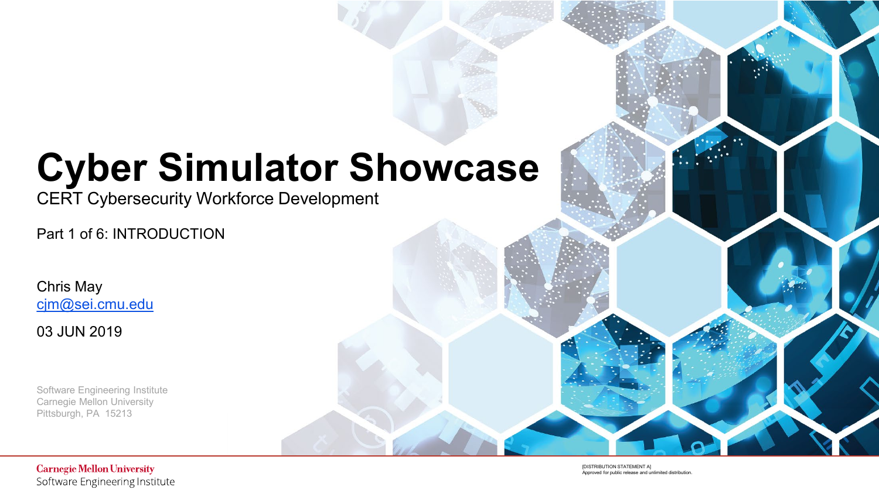# Cyber Simulator Showcase

CERT Cybersecurity Workforce Development

Part 1 of 6: INTRODUCTION

Chris May
cjm@sei.cmu.edu

03 JUN 2019

Software Engineering Institute
Carnegie Mellon University
Pittsburgh, PA 15213

Carnegie Mellon University
Software Engineering Institute

[DISTRIBUTION STATEMENT A]
Approved for public release and unlimited distribution.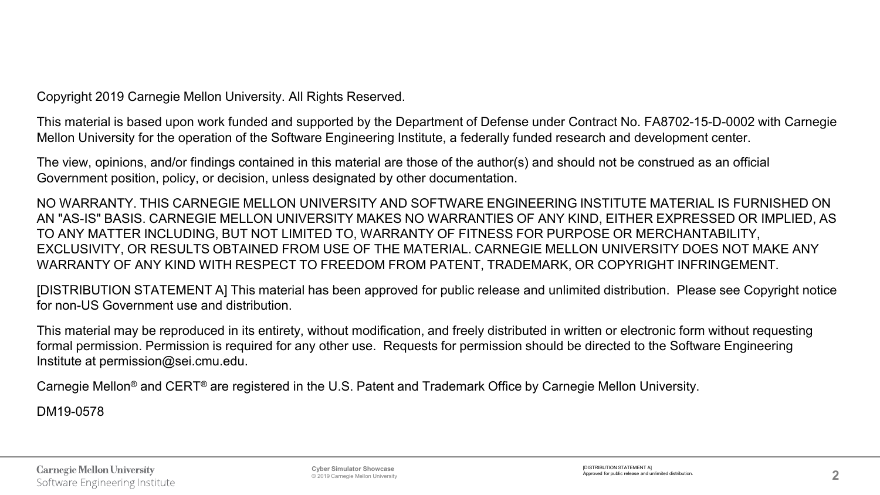Copyright 2019 Carnegie Mellon University. All Rights Reserved.

This material is based upon work funded and supported by the Department of Defense under Contract No. FA8702-15-D-0002 with Carnegie Mellon University for the operation of the Software Engineering Institute, a federally funded research and development center.

The view, opinions, and/or findings contained in this material are those of the author(s) and should not be construed as an official Government position, policy, or decision, unless designated by other documentation.

NO WARRANTY. THIS CARNEGIE MELLON UNIVERSITY AND SOFTWARE ENGINEERING INSTITUTE MATERIAL IS FURNISHED ON AN "AS-IS" BASIS. CARNEGIE MELLON UNIVERSITY MAKES NO WARRANTIES OF ANY KIND, EITHER EXPRESSED OR IMPLIED, AS TO ANY MATTER INCLUDING, BUT NOT LIMITED TO, WARRANTY OF FITNESS FOR PURPOSE OR MERCHANTABILITY, EXCLUSIVITY, OR RESULTS OBTAINED FROM USE OF THE MATERIAL. CARNEGIE MELLON UNIVERSITY DOES NOT MAKE ANY WARRANTY OF ANY KIND WITH RESPECT TO FREEDOM FROM PATENT, TRADEMARK, OR COPYRIGHT INFRINGEMENT.

[DISTRIBUTION STATEMENT A] This material has been approved for public release and unlimited distribution. Please see Copyright notice for non-US Government use and distribution.

This material may be reproduced in its entirety, without modification, and freely distributed in written or electronic form without requesting formal permission. Permission is required for any other use. Requests for permission should be directed to the Software Engineering Institute at permission@sei.cmu.edu.

Carnegie Mellon® and CERT® are registered in the U.S. Patent and Trademark Office by Carnegie Mellon University.

DM19-0578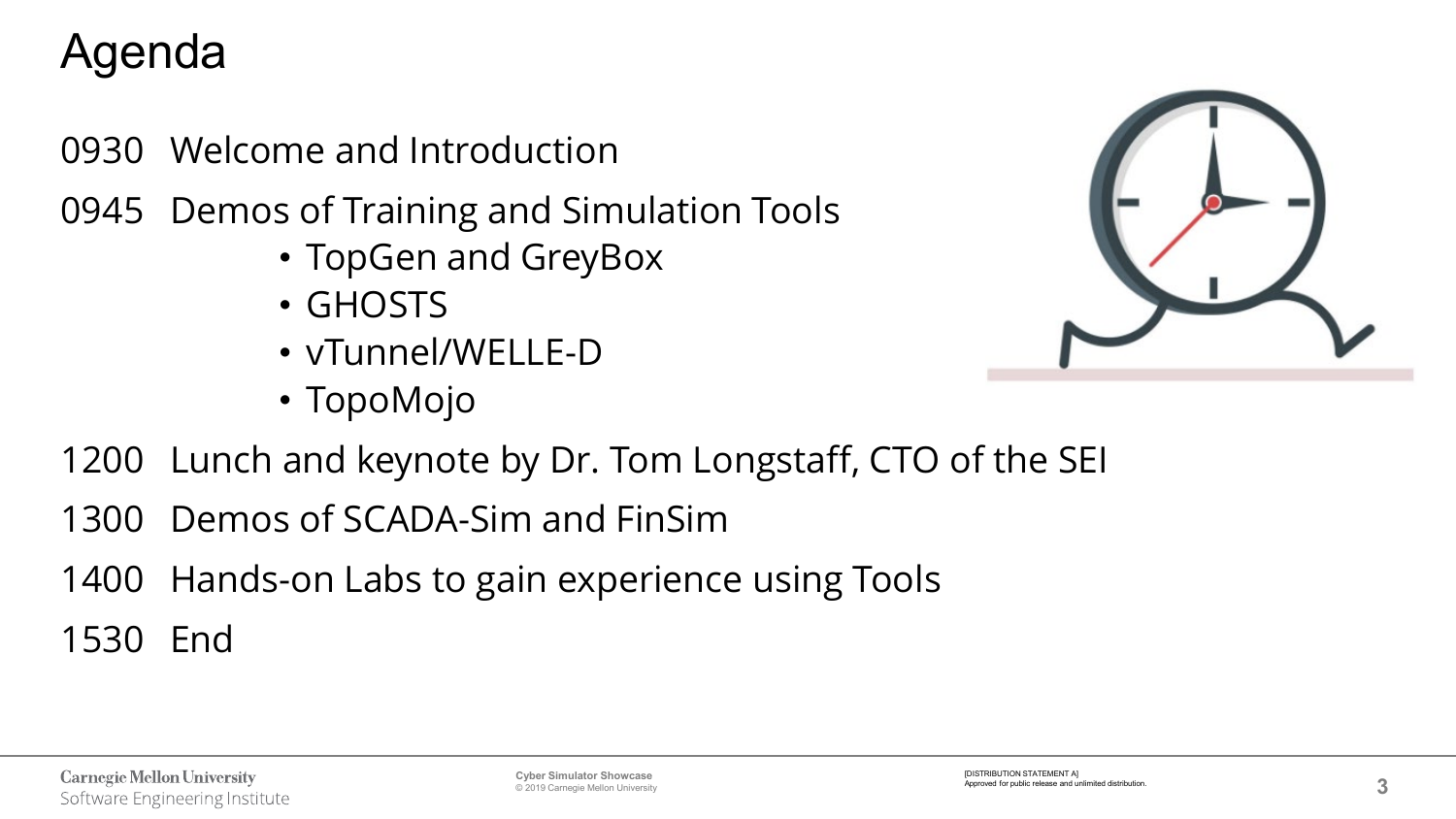# Agenda

0930 Welcome and Introduction

0945 Demos of Training and Simulation Tools

- TopGen and GreyBox
- GHOSTS
- vTunnel/WELLE-D
- TopoMojo

1200 Lunch and keynote by Dr. Tom Longstaff, CTO of the SEI

1300 Demos of SCADA-Sim and FinSim

1400 Hands-on Labs to gain experience using Tools

1530 End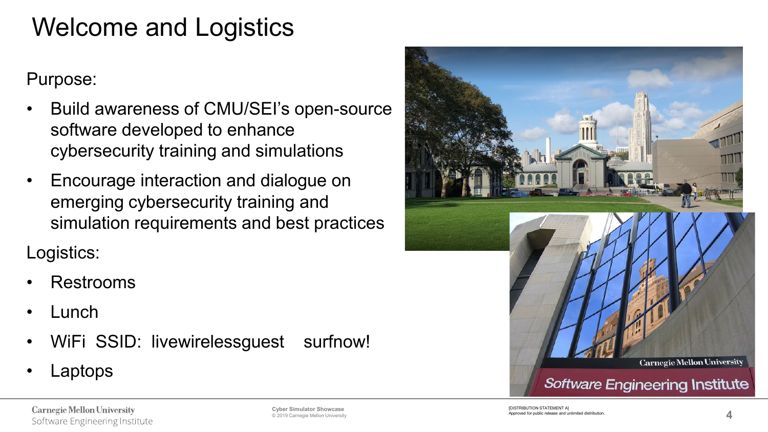# Welcome and Logistics

Purpose:

- Build awareness of CMU/SEI's open-source software developed to enhance cybersecurity training and simulations
- Encourage interaction and dialogue on emerging cybersecurity training and simulation requirements and best practices

Logistics:

- Restrooms
- Lunch
- WiFi SSID: livewirelessguest surfnow!
- Laptops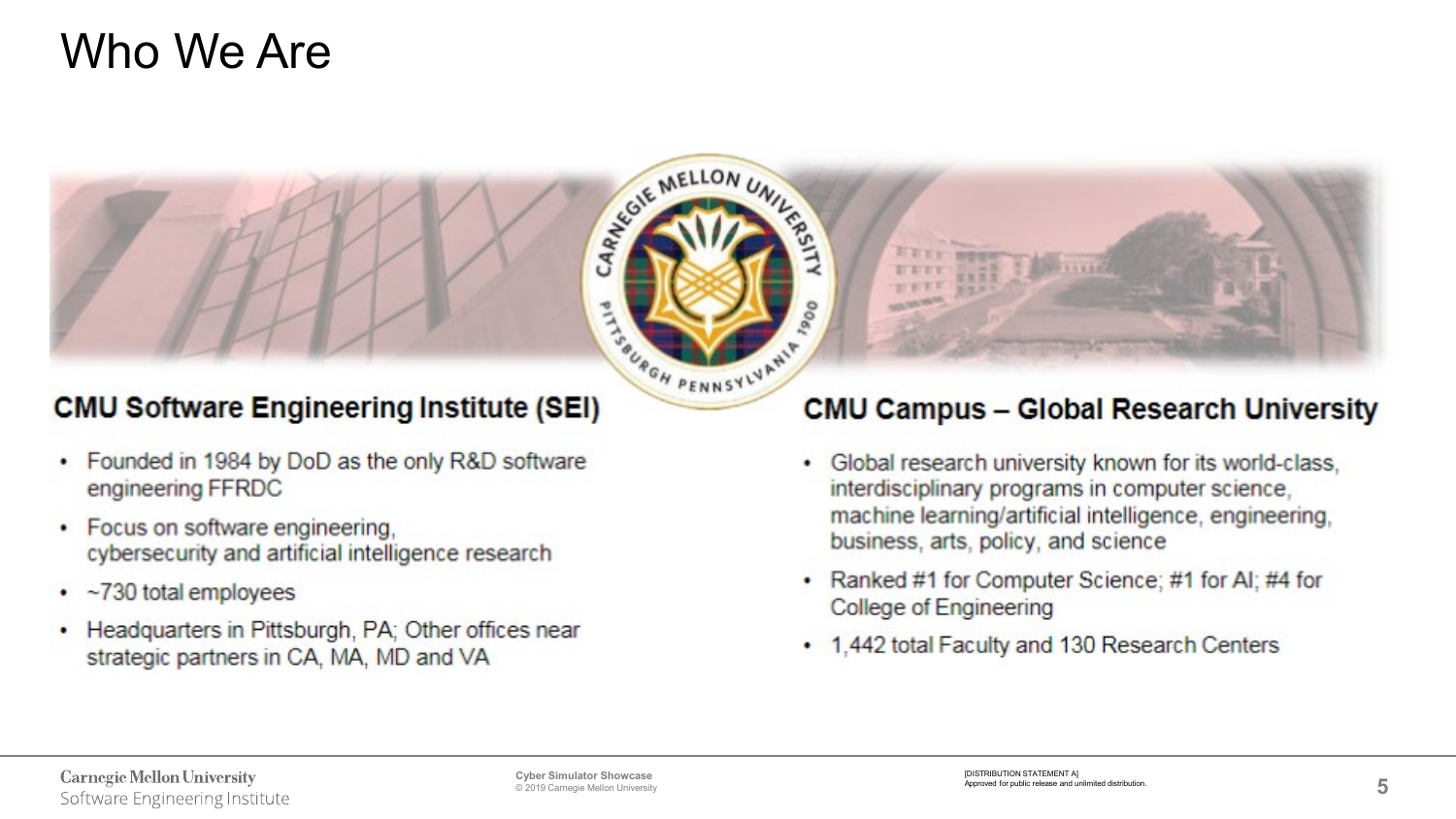# Who We Are

## CMU Software Engineering Institute (SEI)

- Founded in 1984 by DoD as the only R&D software engineering FFRDC
- Focus on software engineering, cybersecurity and artificial intelligence research
- ~730 total employees
- Headquarters in Pittsburgh, PA; Other offices near strategic partners in CA, MA, MD and VA

## CMU Campus – Global Research University

- Global research university known for its world-class, interdisciplinary programs in computer science, machine learning/artificial intelligence, engineering, business, arts, policy, and science
- Ranked #1 for Computer Science; #1 for AI; #4 for College of Engineering
- 1,442 total Faculty and 130 Research Centers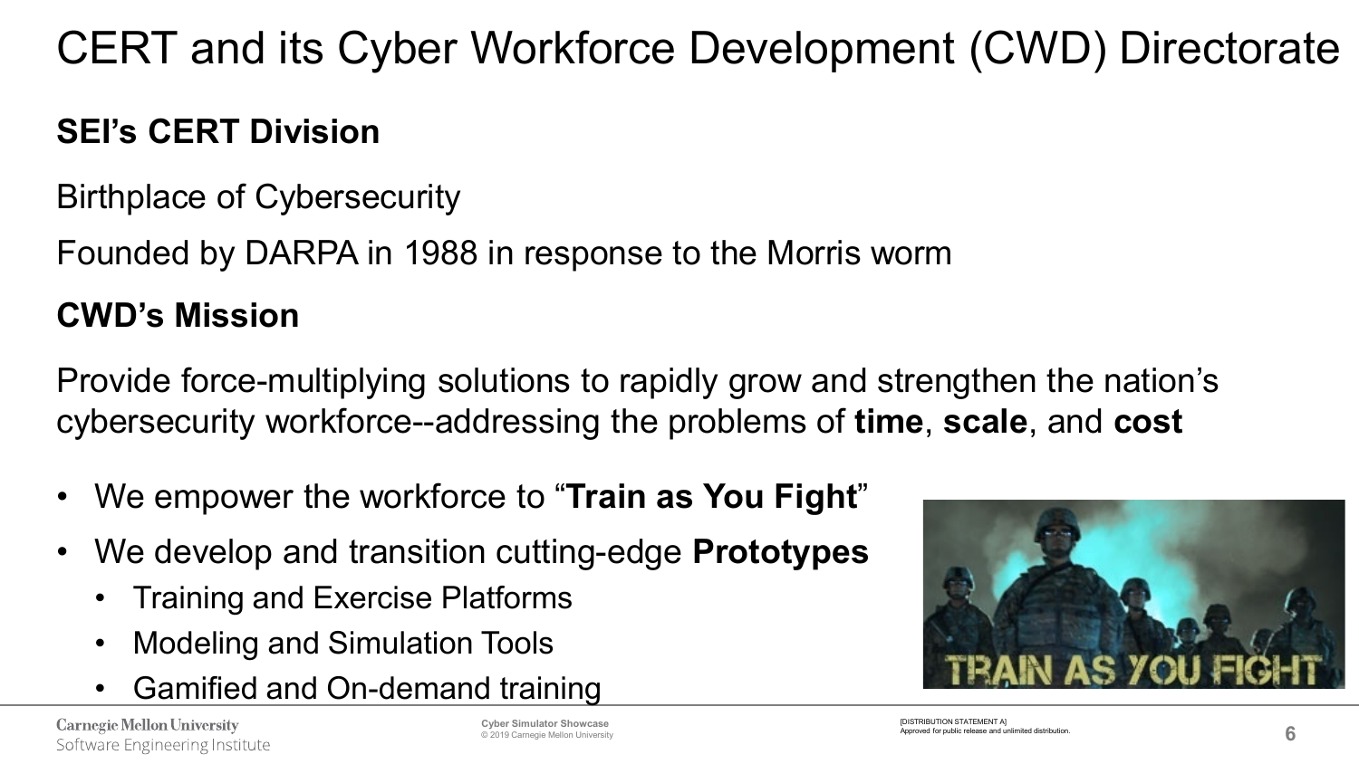# CERT and its Cyber Workforce Development (CWD) Directorate

**SEI's CERT Division**

Birthplace of Cybersecurity

Founded by DARPA in 1988 in response to the Morris worm

**CWD's Mission**

Provide force-multiplying solutions to rapidly grow and strengthen the nation's cybersecurity workforce--addressing the problems of **time**, **scale**, and **cost**

- We empower the workforce to "**Train as You Fight**"
- We develop and transition cutting-edge **Prototypes**
  - Training and Exercise Platforms
  - Modeling and Simulation Tools
  - Gamified and On-demand training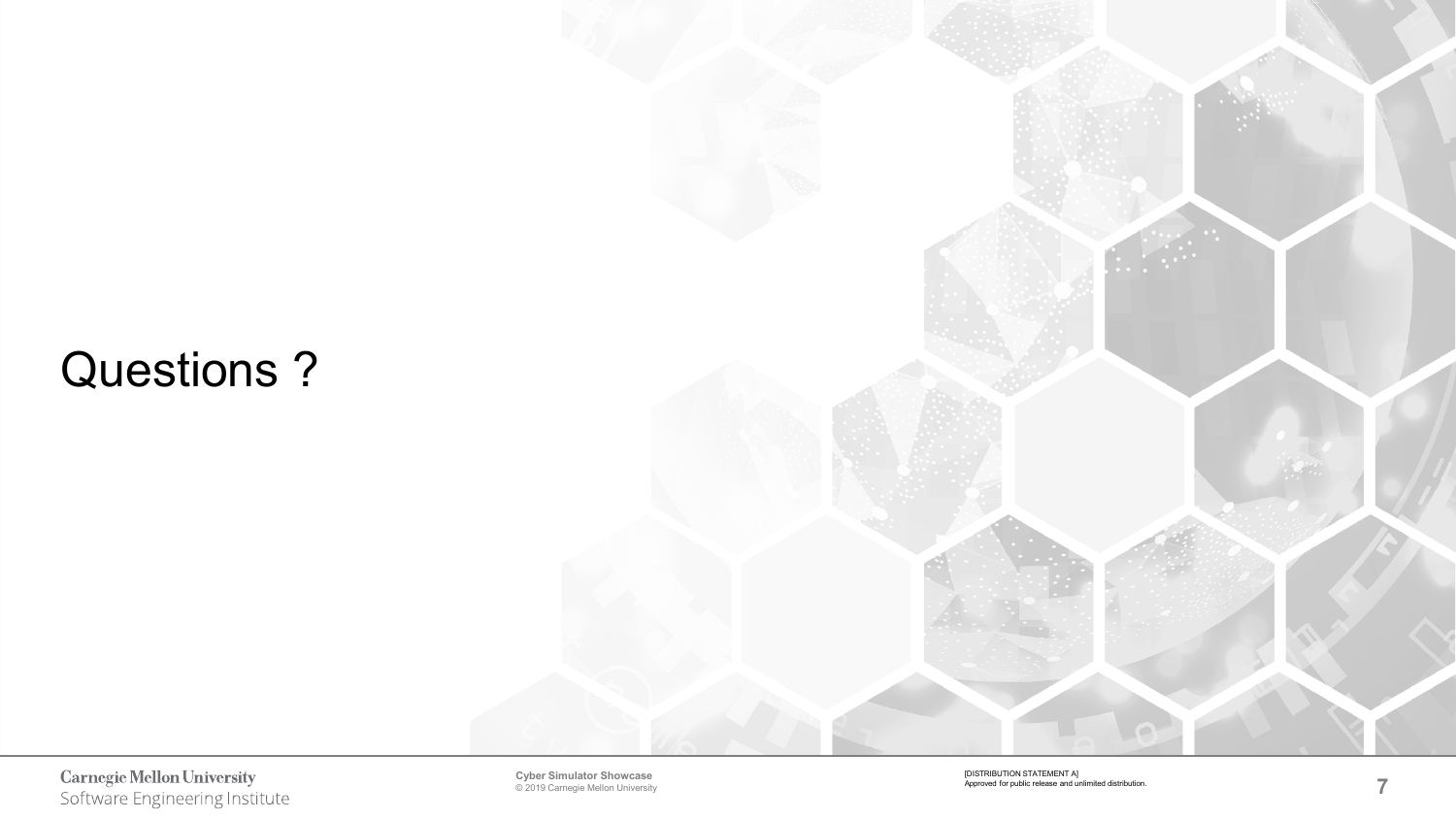# Questions ?